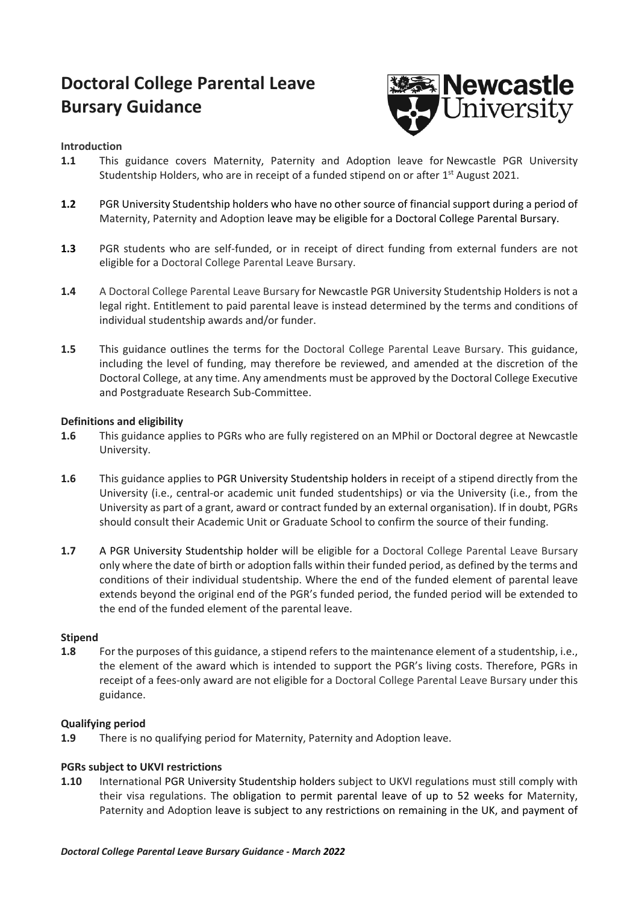# Doctoral College Parental Leave Bursary Guidance

**Introduction**

**1.1** This guidance covers Maternity, Paternity and Adoption leave for Newcastle PGR University Studentship Holders, who are in receipt of a funded stipend on or after 1st August 2021.

**1.2** PGR University Studentship holders who have no other source of financial support during a period of Maternity, Paternity and Adoption leave may be eligible for a Doctoral College Parental Bursary.

**1.3** PGR students who are self-funded, or in receipt of direct funding from external funders are not eligible for a Doctoral College Parental Leave Bursary.

**1.4** A Doctoral College Parental Leave Bursary for Newcastle PGR University Studentship Holders is not a legal right. Entitlement to paid parental leave is instead determined by the terms and conditions of individual studentship awards and/or funder.

**1.5** This guidance outlines the terms for the Doctoral College Parental Leave Bursary. This guidance, including the level of funding, may therefore be reviewed, and amended at the discretion of the Doctoral College, at any time. Any amendments must be approved by the Doctoral College Executive and Postgraduate Research Sub-Committee.

**Definitions and eligibility**

**1.6** This guidance applies to PGRs who are fully registered on an MPhil or Doctoral degree at Newcastle University.

**1.6** This guidance applies to PGR University Studentship holders in receipt of a stipend directly from the University (i.e., central-or academic unit funded studentships) or via the University (i.e., from the University as part of a grant, award or contract funded by an external organisation). If in doubt, PGRs should consult their Academic Unit or Graduate School to confirm the source of their funding.

**1.7** A PGR University Studentship holder will be eligible for a Doctoral College Parental Leave Bursary only where the date of birth or adoption falls within their funded period, as defined by the terms and conditions of their individual studentship. Where the end of the funded element of parental leave extends beyond the original end of the PGR's funded period, the funded period will be extended to the end of the funded element of the parental leave.

**Stipend**

**1.8** For the purposes of this guidance, a stipend refers to the maintenance element of a studentship, i.e., the element of the award which is intended to support the PGR's living costs. Therefore, PGRs in receipt of a fees-only award are not eligible for a Doctoral College Parental Leave Bursary under this guidance.

**Qualifying period**

**1.9** There is no qualifying period for Maternity, Paternity and Adoption leave.

**PGRs subject to UKVI restrictions**

**1.10** International PGR University Studentship holders subject to UKVI regulations must still comply with their visa regulations. The obligation to permit parental leave of up to 52 weeks for Maternity, Paternity and Adoption leave is subject to any restrictions on remaining in the UK, and payment of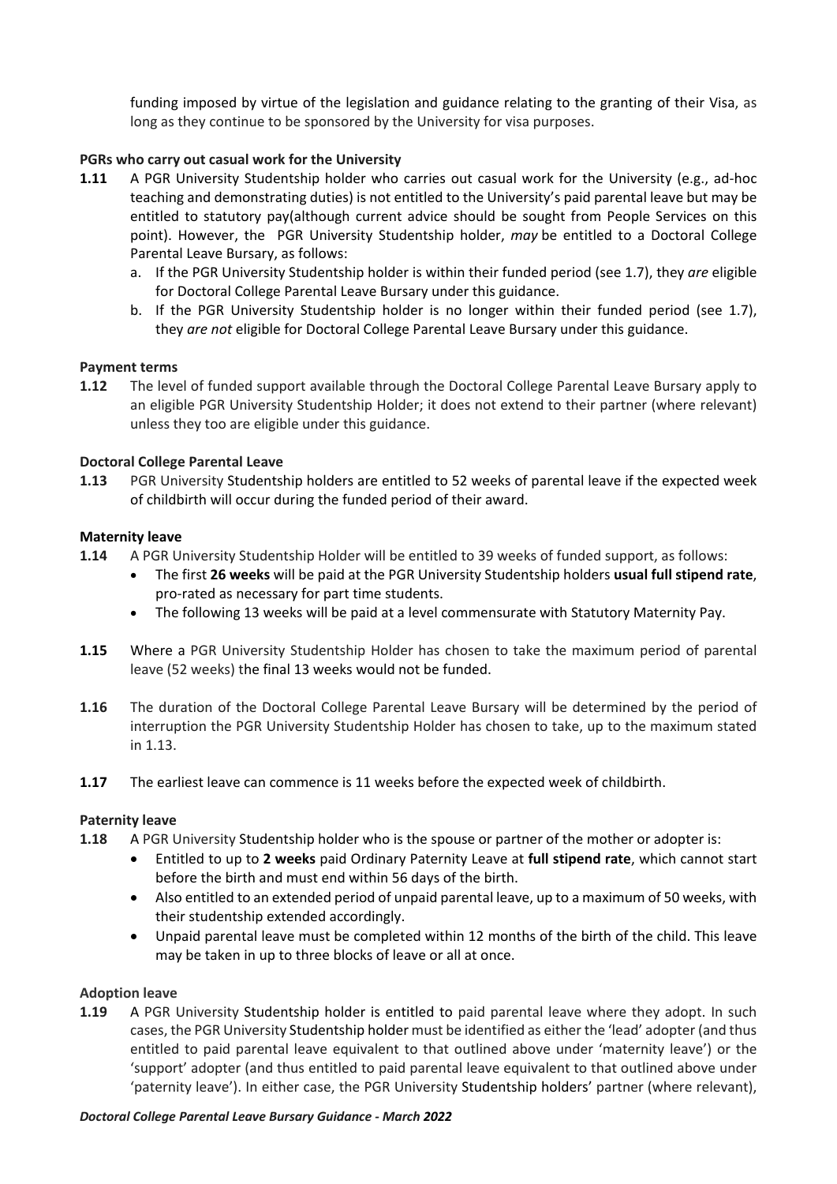funding imposed by virtue of the legislation and guidance relating to the granting of their Visa, as long as they continue to be sponsored by the University for visa purposes.

**PGRs who carry out casual work for the University**

**1.11** A PGR University Studentship holder who carries out casual work for the University (e.g., ad-hoc teaching and demonstrating duties) is not entitled to the University's paid parental leave but may be entitled to statutory pay(although current advice should be sought from People Services on this point). However, the PGR University Studentship holder, *may* be entitled to a Doctoral College Parental Leave Bursary, as follows:

a. If the PGR University Studentship holder is within their funded period (see 1.7), they *are* eligible for Doctoral College Parental Leave Bursary under this guidance.

b. If the PGR University Studentship holder is no longer within their funded period (see 1.7), they *are not* eligible for Doctoral College Parental Leave Bursary under this guidance.

**Payment terms**

**1.12** The level of funded support available through the Doctoral College Parental Leave Bursary apply to an eligible PGR University Studentship Holder; it does not extend to their partner (where relevant) unless they too are eligible under this guidance.

**Doctoral College Parental Leave**

**1.13** PGR University Studentship holders are entitled to 52 weeks of parental leave if the expected week of childbirth will occur during the funded period of their award.

**Maternity leave**

**1.14** A PGR University Studentship Holder will be entitled to 39 weeks of funded support, as follows:

- The first **26 weeks** will be paid at the PGR University Studentship holders **usual full stipend rate**, pro-rated as necessary for part time students.
- The following 13 weeks will be paid at a level commensurate with Statutory Maternity Pay.

**1.15** Where a PGR University Studentship Holder has chosen to take the maximum period of parental leave (52 weeks) the final 13 weeks would not be funded.

**1.16** The duration of the Doctoral College Parental Leave Bursary will be determined by the period of interruption the PGR University Studentship Holder has chosen to take, up to the maximum stated in 1.13.

**1.17** The earliest leave can commence is 11 weeks before the expected week of childbirth.

**Paternity leave**

**1.18** A PGR University Studentship holder who is the spouse or partner of the mother or adopter is:

- Entitled to up to **2 weeks** paid Ordinary Paternity Leave at **full stipend rate**, which cannot start before the birth and must end within 56 days of the birth.
- Also entitled to an extended period of unpaid parental leave, up to a maximum of 50 weeks, with their studentship extended accordingly.
- Unpaid parental leave must be completed within 12 months of the birth of the child. This leave may be taken in up to three blocks of leave or all at once.

**Adoption leave**

**1.19** A PGR University Studentship holder is entitled to paid parental leave where they adopt. In such cases, the PGR University Studentship holder must be identified as either the 'lead' adopter (and thus entitled to paid parental leave equivalent to that outlined above under 'maternity leave') or the 'support' adopter (and thus entitled to paid parental leave equivalent to that outlined above under 'paternity leave'). In either case, the PGR University Studentship holders' partner (where relevant),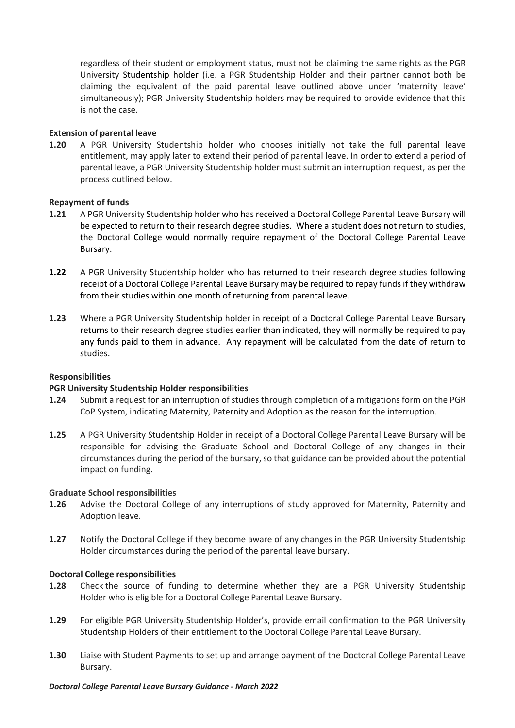regardless of their student or employment status, must not be claiming the same rights as the PGR University Studentship holder (i.e. a PGR Studentship Holder and their partner cannot both be claiming the equivalent of the paid parental leave outlined above under 'maternity leave' simultaneously); PGR University Studentship holders may be required to provide evidence that this is not the case.

**Extension of parental leave**

**1.20** A PGR University Studentship holder who chooses initially not take the full parental leave entitlement, may apply later to extend their period of parental leave. In order to extend a period of parental leave, a PGR University Studentship holder must submit an interruption request, as per the process outlined below.

**Repayment of funds**

**1.21** A PGR University Studentship holder who has received a Doctoral College Parental Leave Bursary will be expected to return to their research degree studies. Where a student does not return to studies, the Doctoral College would normally require repayment of the Doctoral College Parental Leave Bursary.

**1.22** A PGR University Studentship holder who has returned to their research degree studies following receipt of a Doctoral College Parental Leave Bursary may be required to repay funds if they withdraw from their studies within one month of returning from parental leave.

**1.23** Where a PGR University Studentship holder in receipt of a Doctoral College Parental Leave Bursary returns to their research degree studies earlier than indicated, they will normally be required to pay any funds paid to them in advance. Any repayment will be calculated from the date of return to studies.

**Responsibilities**

**PGR University Studentship Holder responsibilities**

**1.24** Submit a request for an interruption of studies through completion of a mitigations form on the PGR CoP System, indicating Maternity, Paternity and Adoption as the reason for the interruption.

**1.25** A PGR University Studentship Holder in receipt of a Doctoral College Parental Leave Bursary will be responsible for advising the Graduate School and Doctoral College of any changes in their circumstances during the period of the bursary, so that guidance can be provided about the potential impact on funding.

**Graduate School responsibilities**

**1.26** Advise the Doctoral College of any interruptions of study approved for Maternity, Paternity and Adoption leave.

**1.27** Notify the Doctoral College if they become aware of any changes in the PGR University Studentship Holder circumstances during the period of the parental leave bursary.

**Doctoral College responsibilities**

**1.28** Check the source of funding to determine whether they are a PGR University Studentship Holder who is eligible for a Doctoral College Parental Leave Bursary.

**1.29** For eligible PGR University Studentship Holder's, provide email confirmation to the PGR University Studentship Holders of their entitlement to the Doctoral College Parental Leave Bursary.

**1.30** Liaise with Student Payments to set up and arrange payment of the Doctoral College Parental Leave Bursary.

***Doctoral College Parental Leave Bursary Guidance - March 2022***